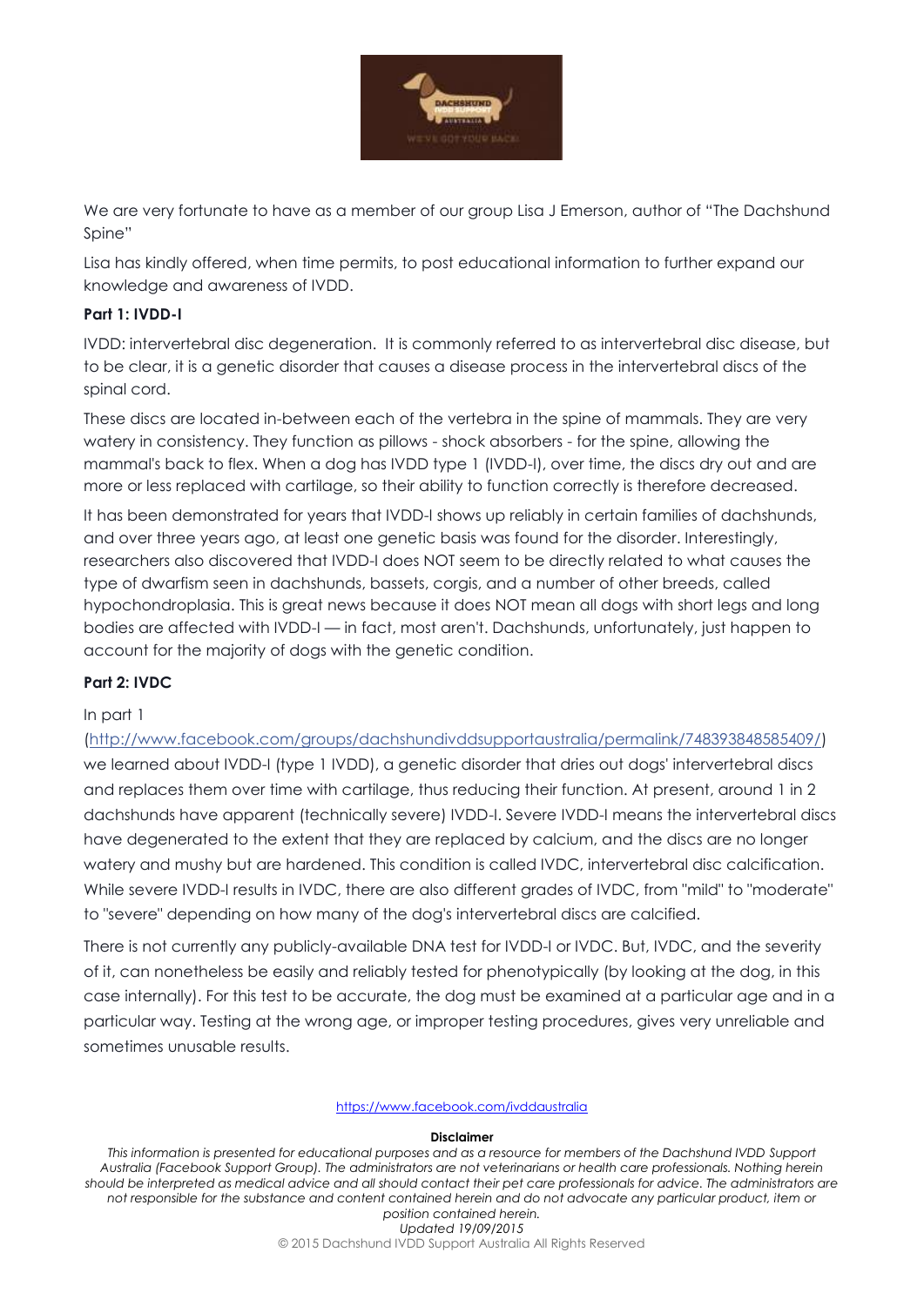We are very fortunate to have as a member of our group Lisa J Emerson, author of "The Dachshund Spine"

Lisa has kindly offered, when time permits, to post educational information to further expand our knowledge and awareness of IVDD.

**Part 1: IVDD-I**

IVDD: intervertebral disc degeneration. It is commonly referred to as intervertebral disc disease, but to be clear, it is a genetic disorder that causes a disease process in the intervertebral discs of the spinal cord.

These discs are located in-between each of the vertebra in the spine of mammals. They are very watery in consistency. They function as pillows - shock absorbers - for the spine, allowing the mammal's back to flex. When a dog has IVDD type 1 (IVDD-I), over time, the discs dry out and are more or less replaced with cartilage, so their ability to function correctly is therefore decreased.

It has been demonstrated for years that IVDD-I shows up reliably in certain families of dachshunds, and over three years ago, at least one genetic basis was found for the disorder. Interestingly, researchers also discovered that IVDD-I does NOT seem to be directly related to what causes the type of dwarfism seen in dachshunds, bassets, corgis, and a number of other breeds, called hypochondroplasia. This is great news because it does NOT mean all dogs with short legs and long bodies are affected with IVDD-I — in fact, most aren't. Dachshunds, unfortunately, just happen to account for the majority of dogs with the genetic condition.

**Part 2: IVDC**

In part 1 (http://www.facebook.com/groups/dachshundivddsupportaustralia/permalink/748393848585409/) we learned about IVDD-I (type 1 IVDD), a genetic disorder that dries out dogs' intervertebral discs and replaces them over time with cartilage, thus reducing their function. At present, around 1 in 2 dachshunds have apparent (technically severe) IVDD-I. Severe IVDD-I means the intervertebral discs have degenerated to the extent that they are replaced by calcium, and the discs are no longer watery and mushy but are hardened. This condition is called IVDC, intervertebral disc calcification. While severe IVDD-I results in IVDC, there are also different grades of IVDC, from "mild" to "moderate" to "severe" depending on how many of the dog's intervertebral discs are calcified.

There is not currently any publicly-available DNA test for IVDD-I or IVDC. But, IVDC, and the severity of it, can nonetheless be easily and reliably tested for phenotypically (by looking at the dog, in this case internally). For this test to be accurate, the dog must be examined at a particular age and in a particular way. Testing at the wrong age, or improper testing procedures, gives very unreliable and sometimes unusable results.

https://www.facebook.com/ivddaustralia

**Disclaimer**

*This information is presented for educational purposes and as a resource for members of the Dachshund IVDD Support Australia (Facebook Support Group). The administrators are not veterinarians or health care professionals. Nothing herein should be interpreted as medical advice and all should contact their pet care professionals for advice. The administrators are not responsible for the substance and content contained herein and do not advocate any particular product, item or position contained herein.*

*Updated 19/09/2015*

© 2015 Dachshund IVDD Support Australia All Rights Reserved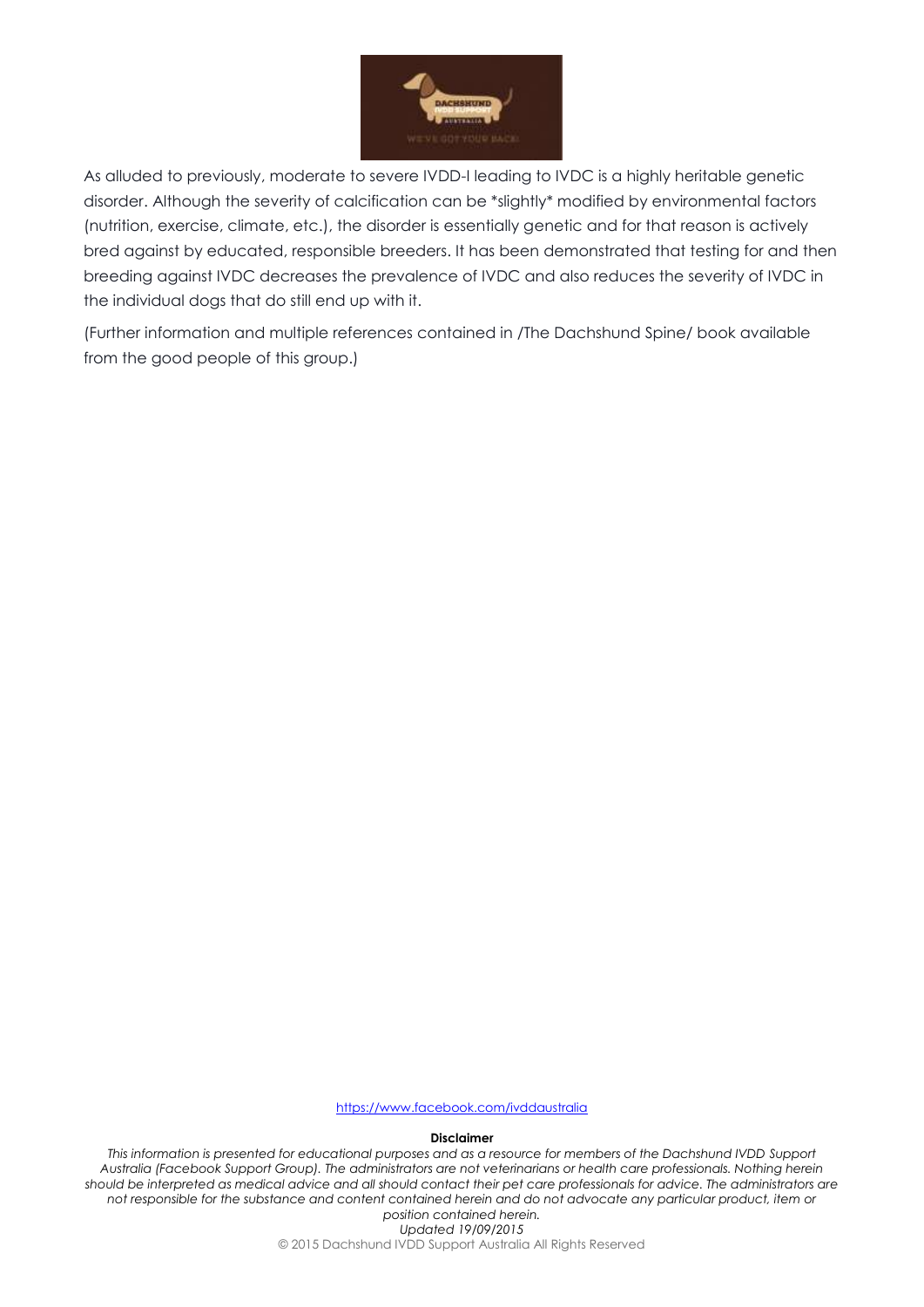As alluded to previously, moderate to severe IVDD-I leading to IVDC is a highly heritable genetic disorder. Although the severity of calcification can be *slightly* modified by environmental factors (nutrition, exercise, climate, etc.), the disorder is essentially genetic and for that reason is actively bred against by educated, responsible breeders. It has been demonstrated that testing for and then breeding against IVDC decreases the prevalence of IVDC and also reduces the severity of IVDC in the individual dogs that do still end up with it.

(Further information and multiple references contained in /The Dachshund Spine/ book available from the good people of this group.)

https://www.facebook.com/ivddaustralia

**Disclaimer**

*This information is presented for educational purposes and as a resource for members of the Dachshund IVDD Support Australia (Facebook Support Group). The administrators are not veterinarians or health care professionals. Nothing herein should be interpreted as medical advice and all should contact their pet care professionals for advice. The administrators are not responsible for the substance and content contained herein and do not advocate any particular product, item or position contained herein.*

*Updated 19/09/2015*

© 2015 Dachshund IVDD Support Australia All Rights Reserved